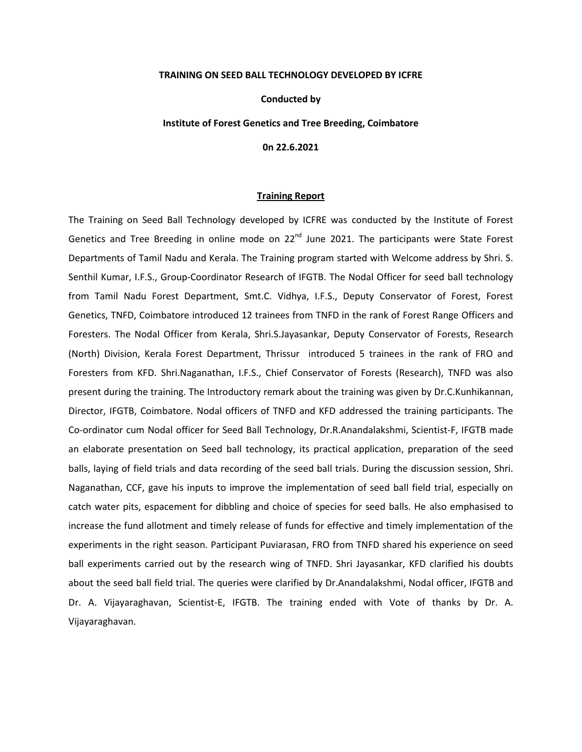**TRAINING ON SEED BALL TECHNOLOGY DEVELOPED BY ICFRE**

**Conducted by**

**Institute of Forest Genetics and Tree Breeding, Coimbatore**

**0n 22.6.2021**

## Training Report

The Training on Seed Ball Technology developed by ICFRE was conducted by the Institute of Forest Genetics and Tree Breeding in online mode on 22nd June 2021. The participants were State Forest Departments of Tamil Nadu and Kerala. The Training program started with Welcome address by Shri. S. Senthil Kumar, I.F.S., Group-Coordinator Research of IFGTB. The Nodal Officer for seed ball technology from Tamil Nadu Forest Department, Smt.C. Vidhya, I.F.S., Deputy Conservator of Forest, Forest Genetics, TNFD, Coimbatore introduced 12 trainees from TNFD in the rank of Forest Range Officers and Foresters. The Nodal Officer from Kerala, Shri.S.Jayasankar, Deputy Conservator of Forests, Research (North) Division, Kerala Forest Department, Thrissur introduced 5 trainees in the rank of FRO and Foresters from KFD. Shri.Naganathan, I.F.S., Chief Conservator of Forests (Research), TNFD was also present during the training. The Introductory remark about the training was given by Dr.C.Kunhikannan, Director, IFGTB, Coimbatore. Nodal officers of TNFD and KFD addressed the training participants. The Co-ordinator cum Nodal officer for Seed Ball Technology, Dr.R.Anandalakshmi, Scientist-F, IFGTB made an elaborate presentation on Seed ball technology, its practical application, preparation of the seed balls, laying of field trials and data recording of the seed ball trials. During the discussion session, Shri. Naganathan, CCF, gave his inputs to improve the implementation of seed ball field trial, especially on catch water pits, espacement for dibbling and choice of species for seed balls. He also emphasised to increase the fund allotment and timely release of funds for effective and timely implementation of the experiments in the right season. Participant Puviarasan, FRO from TNFD shared his experience on seed ball experiments carried out by the research wing of TNFD. Shri Jayasankar, KFD clarified his doubts about the seed ball field trial. The queries were clarified by Dr.Anandalakshmi, Nodal officer, IFGTB and Dr. A. Vijayaraghavan, Scientist-E, IFGTB. The training ended with Vote of thanks by Dr. A. Vijayaraghavan.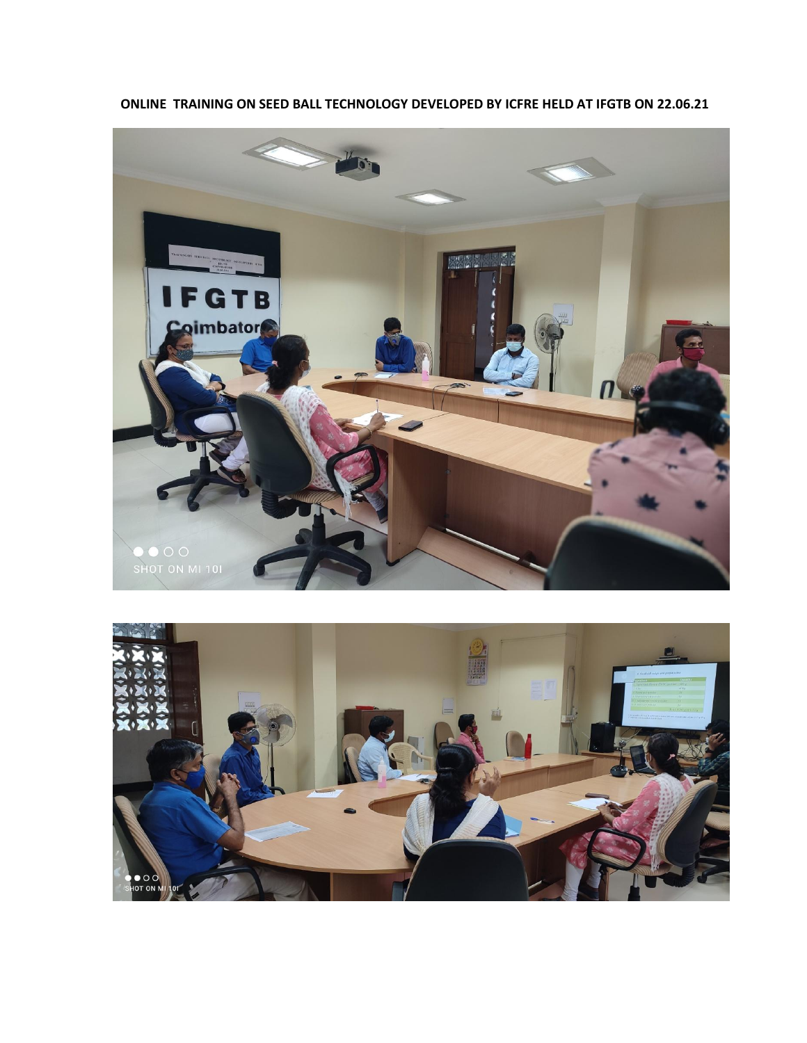**ONLINE TRAINING ON SEED BALL TECHNOLOGY DEVELOPED BY ICFRE HELD AT IFGTB ON 22.06.21**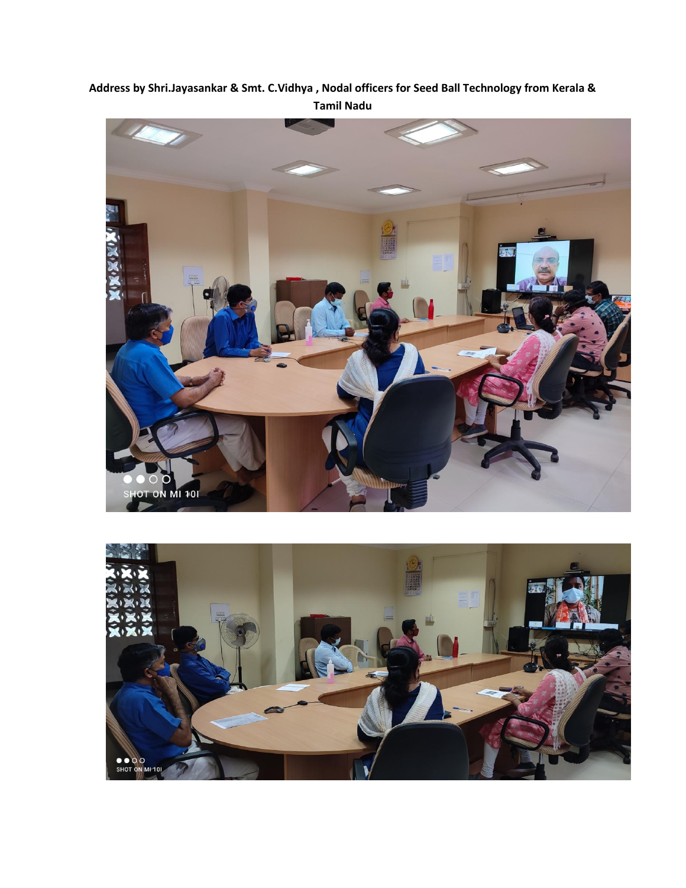**Address by Shri.Jayasankar & Smt. C.Vidhya , Nodal officers for Seed Ball Technology from Kerala & Tamil Nadu**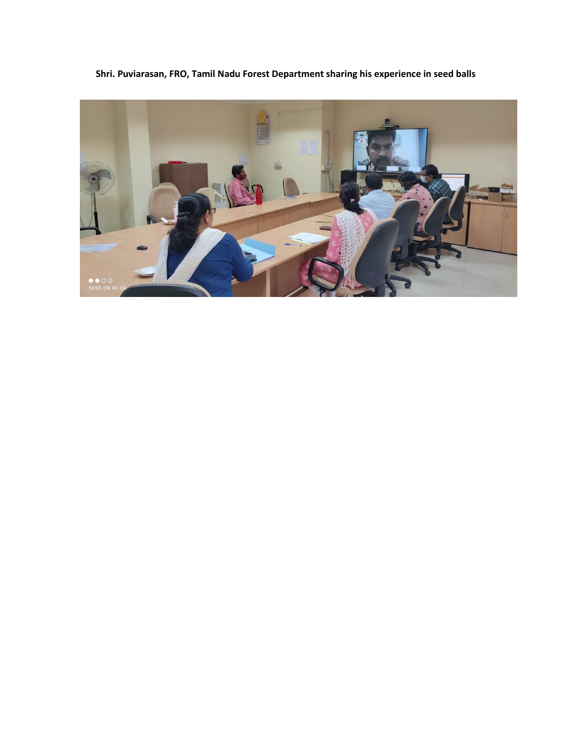**Shri. Puviarasan, FRO, Tamil Nadu Forest Department sharing his experience in seed balls**